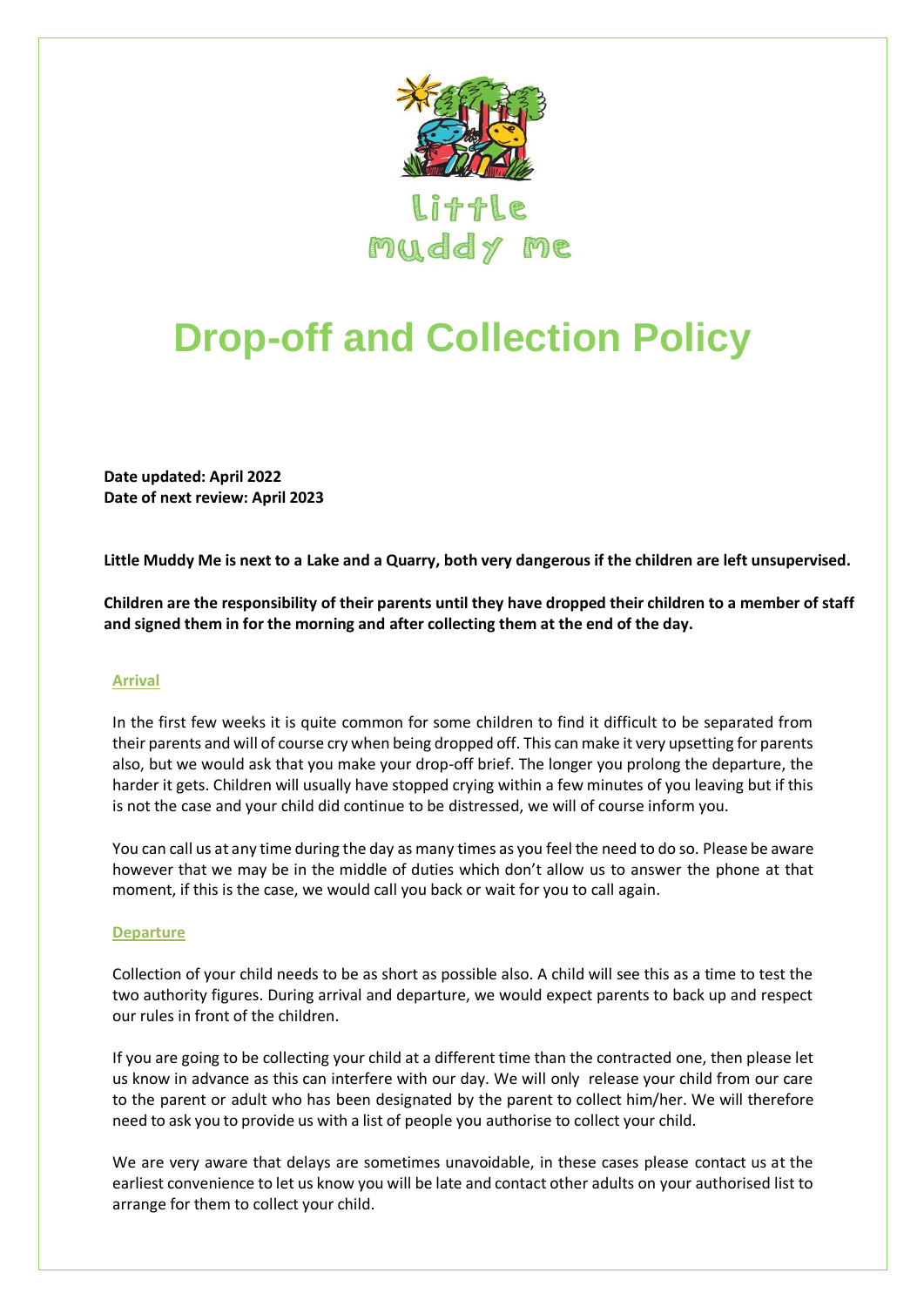Little Muddy Me

# Drop-off and Collection Policy

**Date updated: April 2022**
**Date of next review: April 2023**

**Little Muddy Me is next to a Lake and a Quarry, both very dangerous if the children are left unsupervised.**

**Children are the responsibility of their parents until they have dropped their children to a member of staff and signed them in for the morning and after collecting them at the end of the day.**

## Arrival

In the first few weeks it is quite common for some children to find it difficult to be separated from their parents and will of course cry when being dropped off. This can make it very upsetting for parents also, but we would ask that you make your drop-off brief. The longer you prolong the departure, the harder it gets. Children will usually have stopped crying within a few minutes of you leaving but if this is not the case and your child did continue to be distressed, we will of course inform you.

You can call us at any time during the day as many times as you feel the need to do so. Please be aware however that we may be in the middle of duties which don't allow us to answer the phone at that moment, if this is the case, we would call you back or wait for you to call again.

## Departure

Collection of your child needs to be as short as possible also. A child will see this as a time to test the two authority figures. During arrival and departure, we would expect parents to back up and respect our rules in front of the children.

If you are going to be collecting your child at a different time than the contracted one, then please let us know in advance as this can interfere with our day. We will only release your child from our care to the parent or adult who has been designated by the parent to collect him/her. We will therefore need to ask you to provide us with a list of people you authorise to collect your child.

We are very aware that delays are sometimes unavoidable, in these cases please contact us at the earliest convenience to let us know you will be late and contact other adults on your authorised list to arrange for them to collect your child.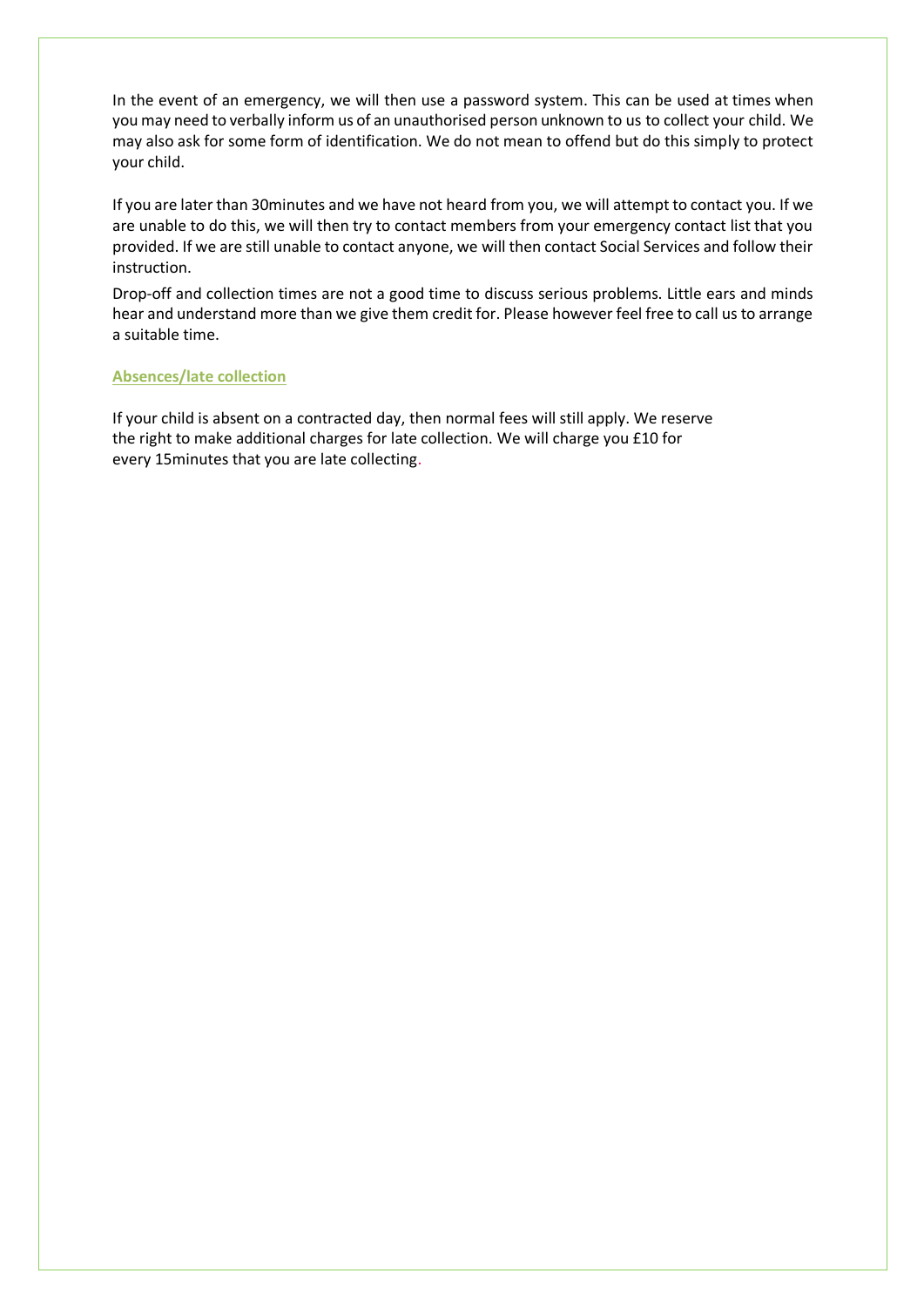In the event of an emergency, we will then use a password system. This can be used at times when you may need to verbally inform us of an unauthorised person unknown to us to collect your child. We may also ask for some form of identification. We do not mean to offend but do this simply to protect your child.

If you are later than 30minutes and we have not heard from you, we will attempt to contact you. If we are unable to do this, we will then try to contact members from your emergency contact list that you provided. If we are still unable to contact anyone, we will then contact Social Services and follow their instruction.

Drop-off and collection times are not a good time to discuss serious problems. Little ears and minds hear and understand more than we give them credit for. Please however feel free to call us to arrange a suitable time.

## Absences/late collection

If your child is absent on a contracted day, then normal fees will still apply. We reserve the right to make additional charges for late collection. We will charge you £10 for every 15minutes that you are late collecting.